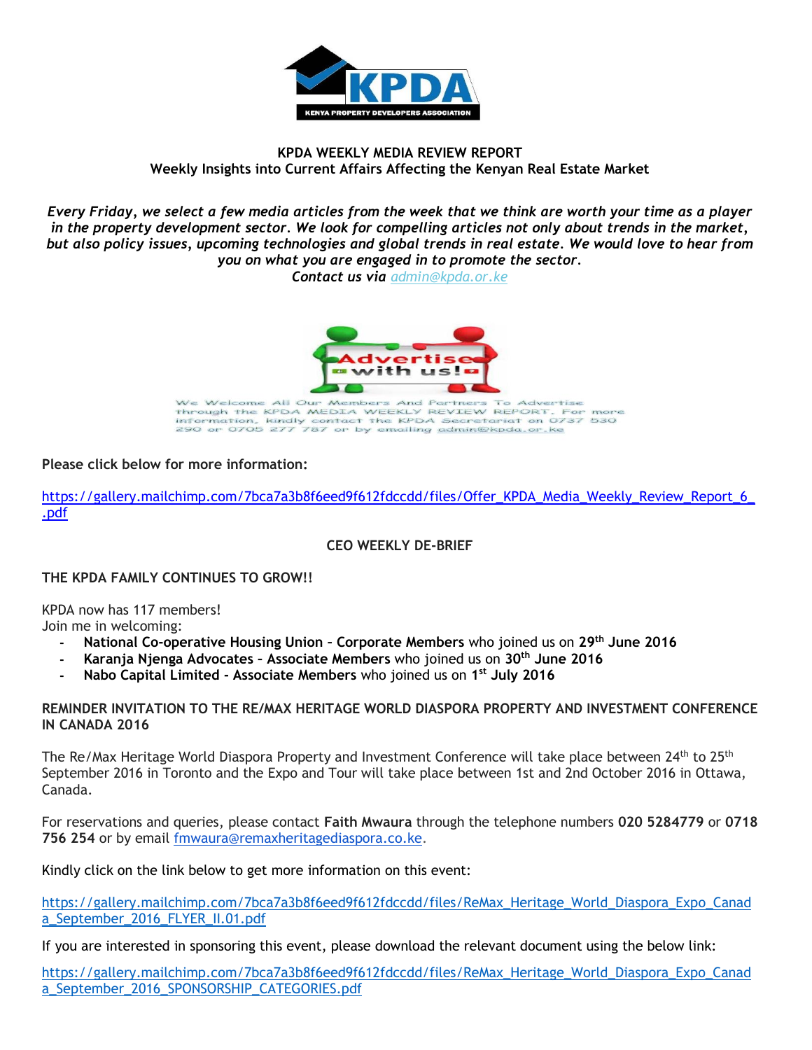**KPDA WEEKLY MEDIA REVIEW REPORT**
**Weekly Insights into Current Affairs Affecting the Kenyan Real Estate Market**

***Every Friday, we select a few media articles from the week that we think are worth your time as a player in the property development sector. We look for compelling articles not only about trends in the market, but also policy issues, upcoming technologies and global trends in real estate. We would love to hear from you on what you are engaged in to promote the sector.***
***Contact us via admin@kpda.or.ke***

We Welcome All Our Members And Partners To Advertise through the KPDA MEDIA WEEKLY REVIEW REPORT. For more information, kindly contact the KPDA Secretariat on 0737 530 290 or 0705 277 787 or by emailing admin@kpda.or.ke

**Please click below for more information:**

https://gallery.mailchimp.com/7bca7a3b8f6eed9f612fdccdd/files/Offer_KPDA_Media_Weekly_Review_Report_6_.pdf

**CEO WEEKLY DE-BRIEF**

**THE KPDA FAMILY CONTINUES TO GROW!!**

KPDA now has 117 members!
Join me in welcoming:

- **National Co-operative Housing Union – Corporate Members** who joined us on **29th June 2016**
- **Karanja Njenga Advocates – Associate Members** who joined us on **30th June 2016**
- **Nabo Capital Limited - Associate Members** who joined us on **1st July 2016**

**REMINDER INVITATION TO THE RE/MAX HERITAGE WORLD DIASPORA PROPERTY AND INVESTMENT CONFERENCE IN CANADA 2016**

The Re/Max Heritage World Diaspora Property and Investment Conference will take place between 24th to 25th September 2016 in Toronto and the Expo and Tour will take place between 1st and 2nd October 2016 in Ottawa, Canada.

For reservations and queries, please contact **Faith Mwaura** through the telephone numbers **020 5284779** or **0718 756 254** or by email fmwaura@remaxheritagediaspora.co.ke.

Kindly click on the link below to get more information on this event:

https://gallery.mailchimp.com/7bca7a3b8f6eed9f612fdccdd/files/ReMax_Heritage_World_Diaspora_Expo_Canada_September_2016_FLYER_II.01.pdf

If you are interested in sponsoring this event, please download the relevant document using the below link:

https://gallery.mailchimp.com/7bca7a3b8f6eed9f612fdccdd/files/ReMax_Heritage_World_Diaspora_Expo_Canada_September_2016_SPONSORSHIP_CATEGORIES.pdf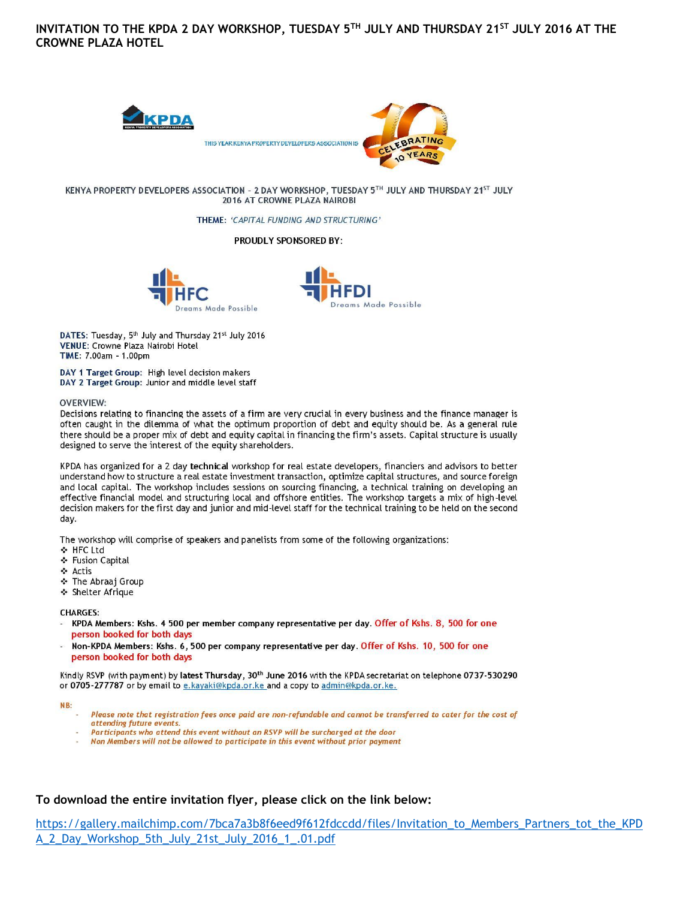# INVITATION TO THE KPDA 2 DAY WORKSHOP, TUESDAY 5TH JULY AND THURSDAY 21ST JULY 2016 AT THE CROWNE PLAZA HOTEL

KPDA

KENYA PROPERTY DEVELOPERS ASSOCIATION

THIS YEAR KENYA PROPERTY DEVELOPERS ASSOCIATION IS CELEBRATING 10 YEARS

KENYA PROPERTY DEVELOPERS ASSOCIATION – 2 DAY WORKSHOP, TUESDAY 5TH JULY AND THURSDAY 21ST JULY 2016 AT CROWNE PLAZA NAIROBI

THEME: *'CAPITAL FUNDING AND STRUCTURING'*

**PROUDLY SPONSORED BY:**

HFC Dreams Made Possible

HFDI Dreams Made Possible

**DATES**: Tuesday, 5th July and Thursday 21st July 2016
**VENUE**: Crowne Plaza Nairobi Hotel
**TIME**: 7.00am - 1.00pm

**DAY 1 Target Group**: High level decision makers
**DAY 2 Target Group**: Junior and middle level staff

OVERVIEW:
Decisions relating to financing the assets of a firm are very crucial in every business and the finance manager is often caught in the dilemma of what the optimum proportion of debt and equity should be. As a general rule there should be a proper mix of debt and equity capital in financing the firm's assets. Capital structure is usually designed to serve the interest of the equity shareholders.

KPDA has organized for a 2 day **technical** workshop for real estate developers, financiers and advisors to better understand how to structure a real estate investment transaction, optimize capital structures, and source foreign and local capital. The workshop includes sessions on sourcing financing, a technical training on developing an effective financial model and structuring local and offshore entities. The workshop targets a mix of high-level decision makers for the first day and junior and mid-level staff for the technical training to be held on the second day.

The workshop will comprise of speakers and panelists from some of the following organizations:

- HFC Ltd
- Fusion Capital
- Actis
- The Abraaj Group
- Shelter Afrique

CHARGES:

- **KPDA Members: Kshs. 4 500 per member company representative per day.** Offer of Kshs. 8, 500 for one person booked for both days
- **Non-KPDA Members: Kshs. 6, 500 per company representative per day.** Offer of Kshs. 10, 500 for one person booked for both days

Kindly RSVP (with payment) by **latest Thursday, 30th June 2016** with the KPDA secretariat on telephone **0737-530290** or **0705-277787** or by email to e.kayaki@kpda.or.ke and a copy to admin@kpda.or.ke.

NB:

- *Please note that registration fees once paid are non-refundable and cannot be transferred to cater for the cost of attending future events.*
- *Participants who attend this event without an RSVP will be surcharged at the door*
- *Non Members will not be allowed to participate in this event without prior payment*

**To download the entire invitation flyer, please click on the link below:**

https://gallery.mailchimp.com/7bca7a3b8f6eed9f612fdccdd/files/Invitation_to_Members_Partners_tot_the_KPDA_2_Day_Workshop_5th_July_21st_July_2016_1_.01.pdf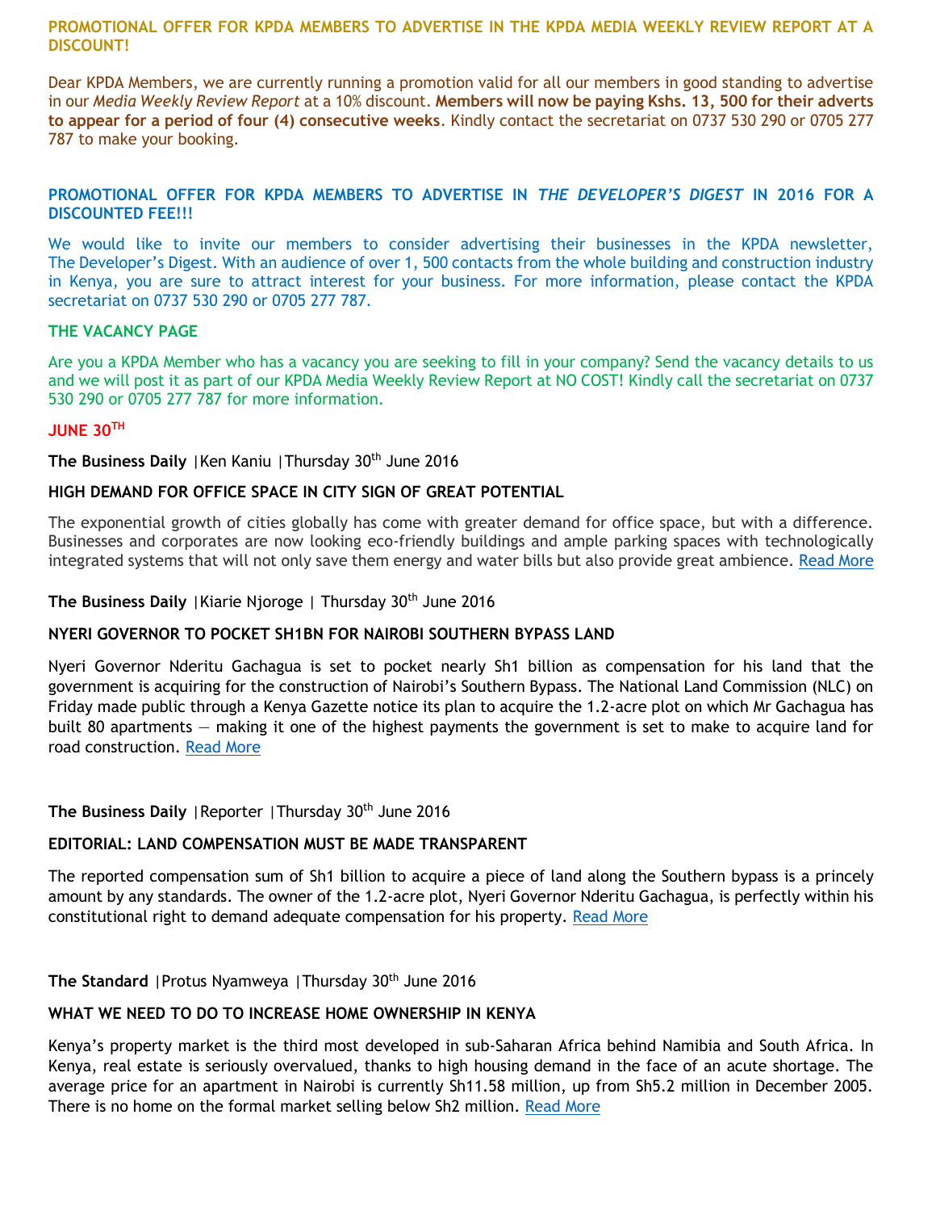**PROMOTIONAL OFFER FOR KPDA MEMBERS TO ADVERTISE IN THE KPDA MEDIA WEEKLY REVIEW REPORT AT A DISCOUNT!**

Dear KPDA Members, we are currently running a promotion valid for all our members in good standing to advertise in our *Media Weekly Review Report* at a 10% discount. **Members will now be paying Kshs. 13, 500 for their adverts to appear for a period of four (4) consecutive weeks**. Kindly contact the secretariat on 0737 530 290 or 0705 277 787 to make your booking.

**PROMOTIONAL OFFER FOR KPDA MEMBERS TO ADVERTISE IN *THE DEVELOPER'S DIGEST* IN 2016 FOR A DISCOUNTED FEE!!!**

We would like to invite our members to consider advertising their businesses in the KPDA newsletter, The Developer's Digest. With an audience of over 1, 500 contacts from the whole building and construction industry in Kenya, you are sure to attract interest for your business. For more information, please contact the KPDA secretariat on 0737 530 290 or 0705 277 787.

**THE VACANCY PAGE**

Are you a KPDA Member who has a vacancy you are seeking to fill in your company? Send the vacancy details to us and we will post it as part of our KPDA Media Weekly Review Report at NO COST! Kindly call the secretariat on 0737 530 290 or 0705 277 787 for more information.

**JUNE 30TH**

**The Business Daily** |Ken Kaniu |Thursday 30th June 2016

**HIGH DEMAND FOR OFFICE SPACE IN CITY SIGN OF GREAT POTENTIAL**

The exponential growth of cities globally has come with greater demand for office space, but with a difference. Businesses and corporates are now looking eco-friendly buildings and ample parking spaces with technologically integrated systems that will not only save them energy and water bills but also provide great ambience. Read More

**The Business Daily** |Kiarie Njoroge | Thursday 30th June 2016

**NYERI GOVERNOR TO POCKET SH1BN FOR NAIROBI SOUTHERN BYPASS LAND**

Nyeri Governor Nderitu Gachagua is set to pocket nearly Sh1 billion as compensation for his land that the government is acquiring for the construction of Nairobi's Southern Bypass. The National Land Commission (NLC) on Friday made public through a Kenya Gazette notice its plan to acquire the 1.2-acre plot on which Mr Gachagua has built 80 apartments — making it one of the highest payments the government is set to make to acquire land for road construction. Read More

**The Business Daily** |Reporter |Thursday 30th June 2016

**EDITORIAL: LAND COMPENSATION MUST BE MADE TRANSPARENT**

The reported compensation sum of Sh1 billion to acquire a piece of land along the Southern bypass is a princely amount by any standards. The owner of the 1.2-acre plot, Nyeri Governor Nderitu Gachagua, is perfectly within his constitutional right to demand adequate compensation for his property. Read More

**The Standard** |Protus Nyamweya |Thursday 30th June 2016

**WHAT WE NEED TO DO TO INCREASE HOME OWNERSHIP IN KENYA**

Kenya's property market is the third most developed in sub-Saharan Africa behind Namibia and South Africa. In Kenya, real estate is seriously overvalued, thanks to high housing demand in the face of an acute shortage. The average price for an apartment in Nairobi is currently Sh11.58 million, up from Sh5.2 million in December 2005. There is no home on the formal market selling below Sh2 million. Read More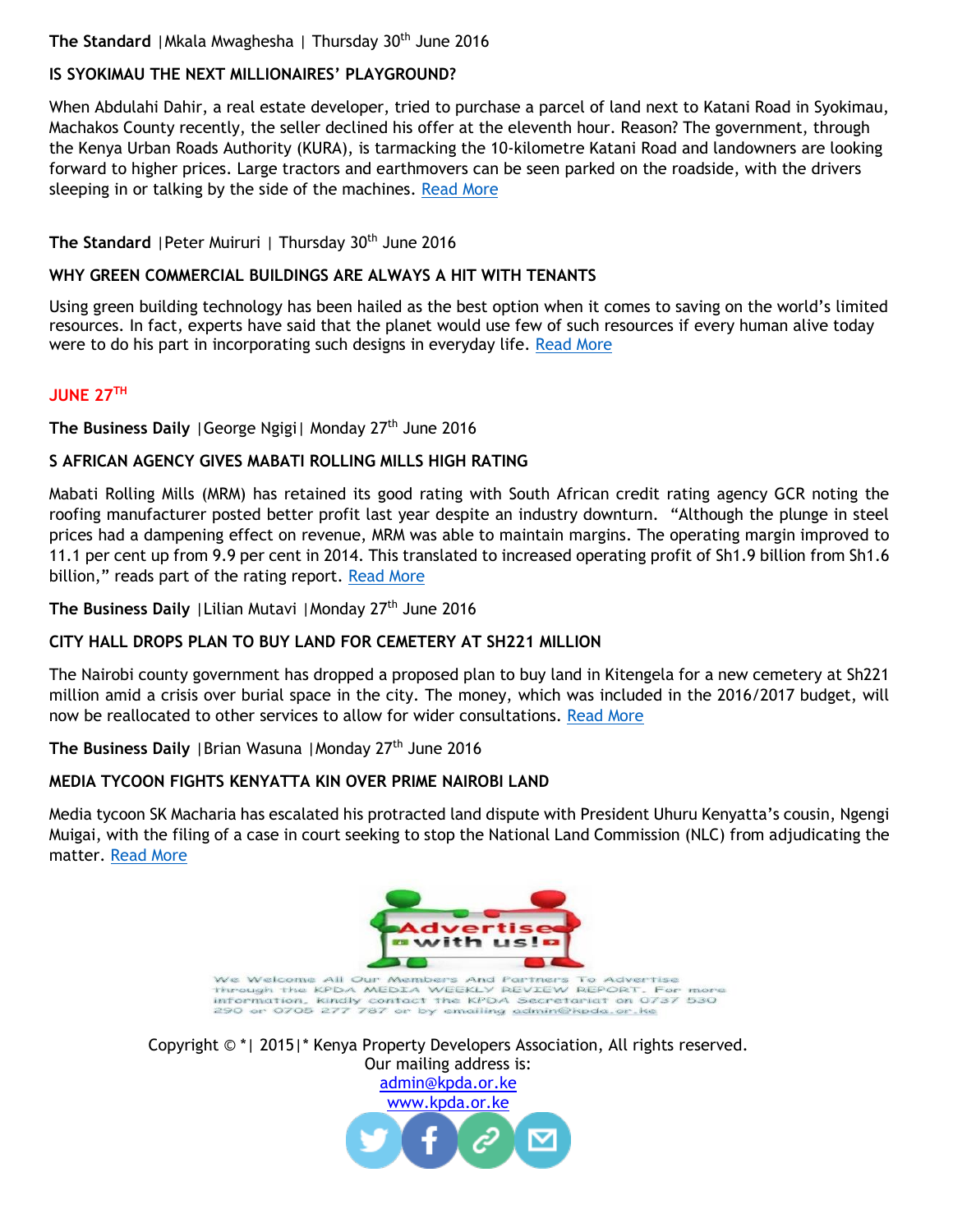**The Standard** |Mkala Mwaghesha | Thursday 30th June 2016

**IS SYOKIMAU THE NEXT MILLIONAIRES' PLAYGROUND?**

When Abdulahi Dahir, a real estate developer, tried to purchase a parcel of land next to Katani Road in Syokimau, Machakos County recently, the seller declined his offer at the eleventh hour. Reason? The government, through the Kenya Urban Roads Authority (KURA), is tarmacking the 10-kilometre Katani Road and landowners are looking forward to higher prices. Large tractors and earthmovers can be seen parked on the roadside, with the drivers sleeping in or talking by the side of the machines. Read More

**The Standard** |Peter Muiruri | Thursday 30th June 2016

**WHY GREEN COMMERCIAL BUILDINGS ARE ALWAYS A HIT WITH TENANTS**

Using green building technology has been hailed as the best option when it comes to saving on the world's limited resources. In fact, experts have said that the planet would use few of such resources if every human alive today were to do his part in incorporating such designs in everyday life. Read More

## JUNE 27TH

**The Business Daily** |George Ngigi| Monday 27th June 2016

**S AFRICAN AGENCY GIVES MABATI ROLLING MILLS HIGH RATING**

Mabati Rolling Mills (MRM) has retained its good rating with South African credit rating agency GCR noting the roofing manufacturer posted better profit last year despite an industry downturn. "Although the plunge in steel prices had a dampening effect on revenue, MRM was able to maintain margins. The operating margin improved to 11.1 per cent up from 9.9 per cent in 2014. This translated to increased operating profit of Sh1.9 billion from Sh1.6 billion," reads part of the rating report. Read More

**The Business Daily** |Lilian Mutavi |Monday 27th June 2016

**CITY HALL DROPS PLAN TO BUY LAND FOR CEMETERY AT SH221 MILLION**

The Nairobi county government has dropped a proposed plan to buy land in Kitengela for a new cemetery at Sh221 million amid a crisis over burial space in the city. The money, which was included in the 2016/2017 budget, will now be reallocated to other services to allow for wider consultations. Read More

**The Business Daily** |Brian Wasuna |Monday 27th June 2016

**MEDIA TYCOON FIGHTS KENYATTA KIN OVER PRIME NAIROBI LAND**

Media tycoon SK Macharia has escalated his protracted land dispute with President Uhuru Kenyatta's cousin, Ngengi Muigai, with the filing of a case in court seeking to stop the National Land Commission (NLC) from adjudicating the matter. Read More

Advertise with us!

We Welcome All Our Members And Partners To Advertise Through the KPDA MEDIA WEEKLY REVIEW REPORT. For more information, kindly contact the KPDA Secretariat on 0737 530 290 or 0705 277 787 or by emailing admin@kpda.or.ke

Copyright © *| 2015|* Kenya Property Developers Association, All rights reserved.
Our mailing address is:
admin@kpda.or.ke
www.kpda.or.ke